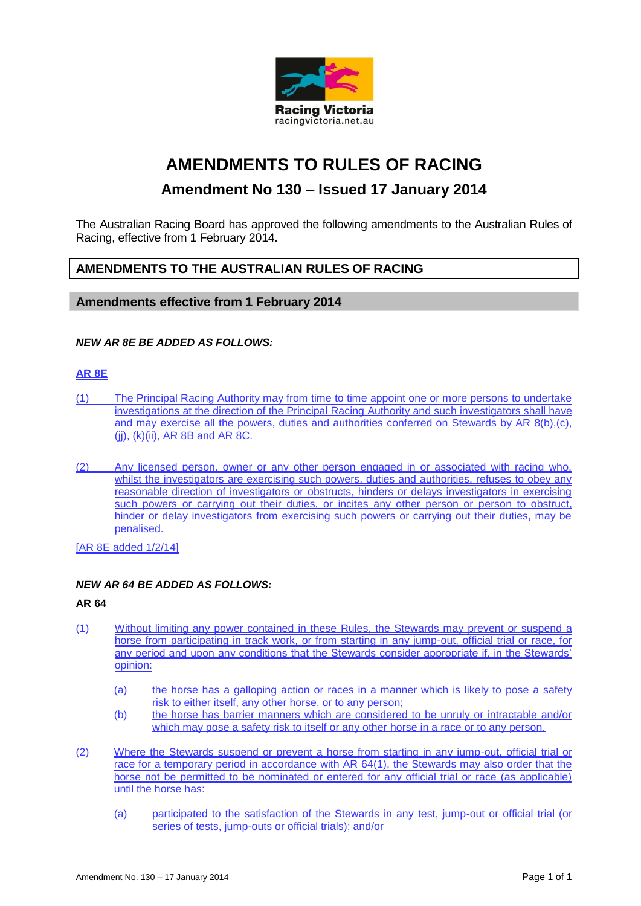Racing Victoria
racingvictoria.net.au

# AMENDMENTS TO RULES OF RACING

## Amendment No 130 – Issued 17 January 2014

The Australian Racing Board has approved the following amendments to the Australian Rules of Racing, effective from 1 February 2014.

## AMENDMENTS TO THE AUSTRALIAN RULES OF RACING

### Amendments effective from 1 February 2014

***NEW AR 8E BE ADDED AS FOLLOWS:***

**AR 8E**

(1) The Principal Racing Authority may from time to time appoint one or more persons to undertake investigations at the direction of the Principal Racing Authority and such investigators shall have and may exercise all the powers, duties and authorities conferred on Stewards by AR 8(b),(c),(jj), (k)(ii), AR 8B and AR 8C.

(2) Any licensed person, owner or any other person engaged in or associated with racing who, whilst the investigators are exercising such powers, duties and authorities, refuses to obey any reasonable direction of investigators or obstructs, hinders or delays investigators in exercising such powers or carrying out their duties, or incites any other person or person to obstruct, hinder or delay investigators from exercising such powers or carrying out their duties, may be penalised.

[AR 8E added 1/2/14]

***NEW AR 64 BE ADDED AS FOLLOWS:***

**AR 64**

(1) Without limiting any power contained in these Rules, the Stewards may prevent or suspend a horse from participating in track work, or from starting in any jump-out, official trial or race, for any period and upon any conditions that the Stewards consider appropriate if, in the Stewards' opinion:

   (a) the horse has a galloping action or races in a manner which is likely to pose a safety risk to either itself, any other horse, or to any person;
   (b) the horse has barrier manners which are considered to be unruly or intractable and/or which may pose a safety risk to itself or any other horse in a race or to any person.

(2) Where the Stewards suspend or prevent a horse from starting in any jump-out, official trial or race for a temporary period in accordance with AR 64(1), the Stewards may also order that the horse not be permitted to be nominated or entered for any official trial or race (as applicable) until the horse has:

   (a) participated to the satisfaction of the Stewards in any test, jump-out or official trial (or series of tests, jump-outs or official trials); and/or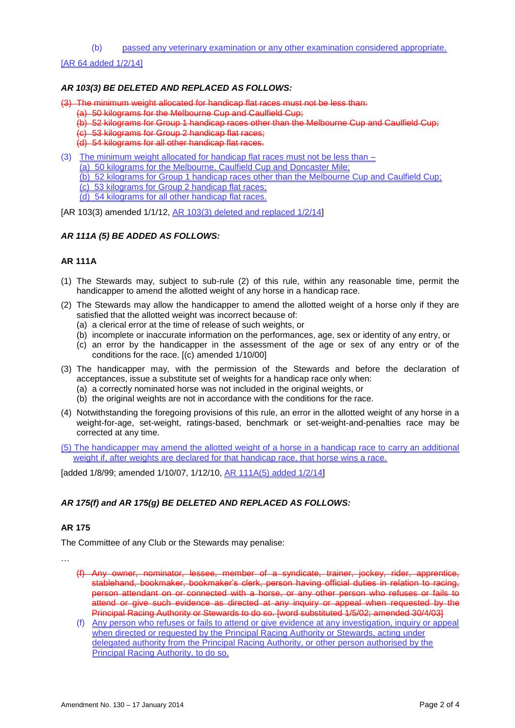(b) passed any veterinary examination or any other examination considered appropriate.

[AR 64 added 1/2/14]

***AR 103(3) BE DELETED AND REPLACED AS FOLLOWS:***

~~(3) The minimum weight allocated for handicap flat races must not be less than:~~
~~(a) 50 kilograms for the Melbourne Cup and Caulfield Cup;~~
~~(b) 52 kilograms for Group 1 handicap races other than the Melbourne Cup and Caulfield Cup;~~
~~(c) 53 kilograms for Group 2 handicap flat races;~~
~~(d) 54 kilograms for all other handicap flat races.~~

(3) The minimum weight allocated for handicap flat races must not be less than –
(a) 50 kilograms for the Melbourne, Caulfield Cup and Doncaster Mile;
(b) 52 kilograms for Group 1 handicap races other than the Melbourne Cup and Caulfield Cup;
(c) 53 kilograms for Group 2 handicap flat races;
(d) 54 kilograms for all other handicap flat races.

[AR 103(3) amended 1/1/12, AR 103(3) deleted and replaced 1/2/14]

***AR 111A (5) BE ADDED AS FOLLOWS:***

**AR 111A**

(1) The Stewards may, subject to sub-rule (2) of this rule, within any reasonable time, permit the handicapper to amend the allotted weight of any horse in a handicap race.

(2) The Stewards may allow the handicapper to amend the allotted weight of a horse only if they are satisfied that the allotted weight was incorrect because of:
(a) a clerical error at the time of release of such weights, or
(b) incomplete or inaccurate information on the performances, age, sex or identity of any entry, or
(c) an error by the handicapper in the assessment of the age or sex of any entry or of the conditions for the race. [(c) amended 1/10/00]

(3) The handicapper may, with the permission of the Stewards and before the declaration of acceptances, issue a substitute set of weights for a handicap race only when:
(a) a correctly nominated horse was not included in the original weights, or
(b) the original weights are not in accordance with the conditions for the race.

(4) Notwithstanding the foregoing provisions of this rule, an error in the allotted weight of any horse in a weight-for-age, set-weight, ratings-based, benchmark or set-weight-and-penalties race may be corrected at any time.

(5) The handicapper may amend the allotted weight of a horse in a handicap race to carry an additional weight if, after weights are declared for that handicap race, that horse wins a race.

[added 1/8/99; amended 1/10/07, 1/12/10, AR 111A(5) added 1/2/14]

***AR 175(f) and AR 175(g) BE DELETED AND REPLACED AS FOLLOWS:***

**AR 175**

The Committee of any Club or the Stewards may penalise:

…

~~(f) Any owner, nominator, lessee, member of a syndicate, trainer, jockey, rider, apprentice, stablehand, bookmaker, bookmaker's clerk, person having official duties in relation to racing, person attendant on or connected with a horse, or any other person who refuses or fails to attend or give such evidence as directed at any inquiry or appeal when requested by the Principal Racing Authority or Stewards to do so. [word substituted 1/5/02; amended 30/4/03]~~

(f) Any person who refuses or fails to attend or give evidence at any investigation, inquiry or appeal when directed or requested by the Principal Racing Authority or Stewards, acting under delegated authority from the Principal Racing Authority, or other person authorised by the Principal Racing Authority, to do so.

Amendment No. 130 – 17 January 2014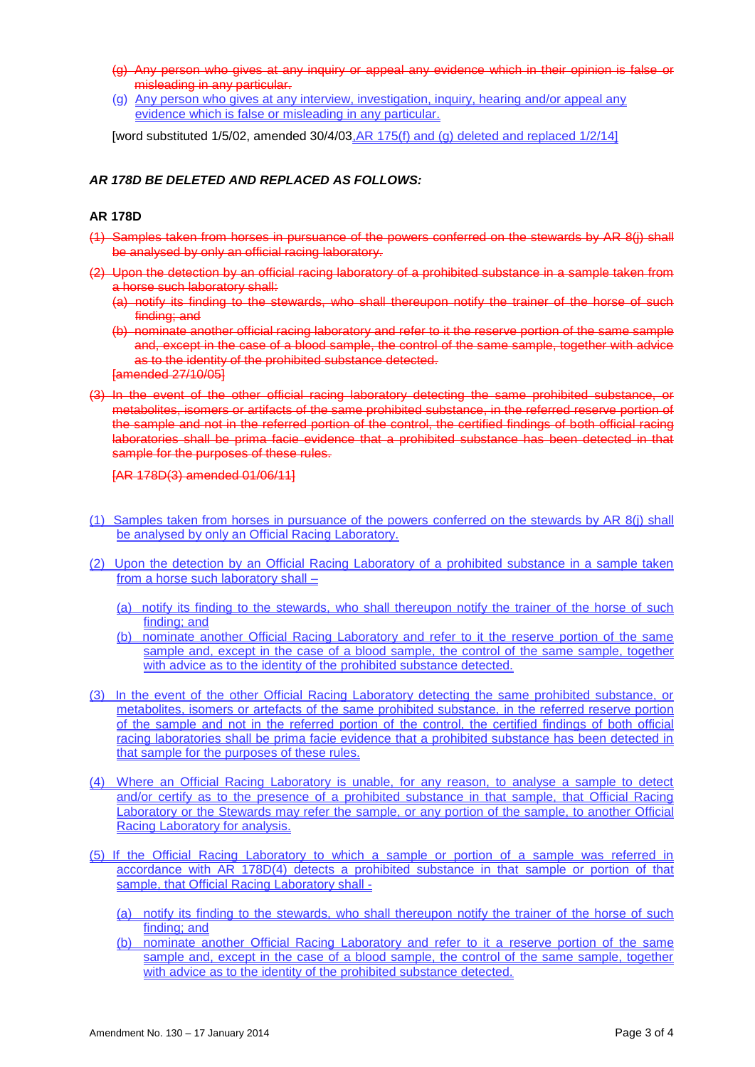~~(g) Any person who gives at any inquiry or appeal any evidence which in their opinion is false or misleading in any particular.~~

(g) Any person who gives at any interview, investigation, inquiry, hearing and/or appeal any evidence which is false or misleading in any particular.

[word substituted 1/5/02, amended 30/4/03, AR 175(f) and (g) deleted and replaced 1/2/14]

***AR 178D BE DELETED AND REPLACED AS FOLLOWS:***

**AR 178D**

~~(1) Samples taken from horses in pursuance of the powers conferred on the stewards by AR 8(j) shall be analysed by only an official racing laboratory.~~

~~(2) Upon the detection by an official racing laboratory of a prohibited substance in a sample taken from a horse such laboratory shall:~~

~~(a) notify its finding to the stewards, who shall thereupon notify the trainer of the horse of such finding; and~~

~~(b) nominate another official racing laboratory and refer to it the reserve portion of the same sample and, except in the case of a blood sample, the control of the same sample, together with advice as to the identity of the prohibited substance detected.~~

~~[amended 27/10/05]~~

~~(3) In the event of the other official racing laboratory detecting the same prohibited substance, or metabolites, isomers or artifacts of the same prohibited substance, in the referred reserve portion of the sample and not in the referred portion of the control, the certified findings of both official racing laboratories shall be prima facie evidence that a prohibited substance has been detected in that sample for the purposes of these rules.~~

~~[AR 178D(3) amended 01/06/11]~~

(1) Samples taken from horses in pursuance of the powers conferred on the stewards by AR 8(j) shall be analysed by only an Official Racing Laboratory.

(2) Upon the detection by an Official Racing Laboratory of a prohibited substance in a sample taken from a horse such laboratory shall –

(a) notify its finding to the stewards, who shall thereupon notify the trainer of the horse of such finding; and

(b) nominate another Official Racing Laboratory and refer to it the reserve portion of the same sample and, except in the case of a blood sample, the control of the same sample, together with advice as to the identity of the prohibited substance detected.

(3) In the event of the other Official Racing Laboratory detecting the same prohibited substance, or metabolites, isomers or artefacts of the same prohibited substance, in the referred reserve portion of the sample and not in the referred portion of the control, the certified findings of both official racing laboratories shall be prima facie evidence that a prohibited substance has been detected in that sample for the purposes of these rules.

(4) Where an Official Racing Laboratory is unable, for any reason, to analyse a sample to detect and/or certify as to the presence of a prohibited substance in that sample, that Official Racing Laboratory or the Stewards may refer the sample, or any portion of the sample, to another Official Racing Laboratory for analysis.

(5) If the Official Racing Laboratory to which a sample or portion of a sample was referred in accordance with AR 178D(4) detects a prohibited substance in that sample or portion of that sample, that Official Racing Laboratory shall -

(a) notify its finding to the stewards, who shall thereupon notify the trainer of the horse of such finding; and

(b) nominate another Official Racing Laboratory and refer to it a reserve portion of the same sample and, except in the case of a blood sample, the control of the same sample, together with advice as to the identity of the prohibited substance detected.

Amendment No. 130 – 17 January 2014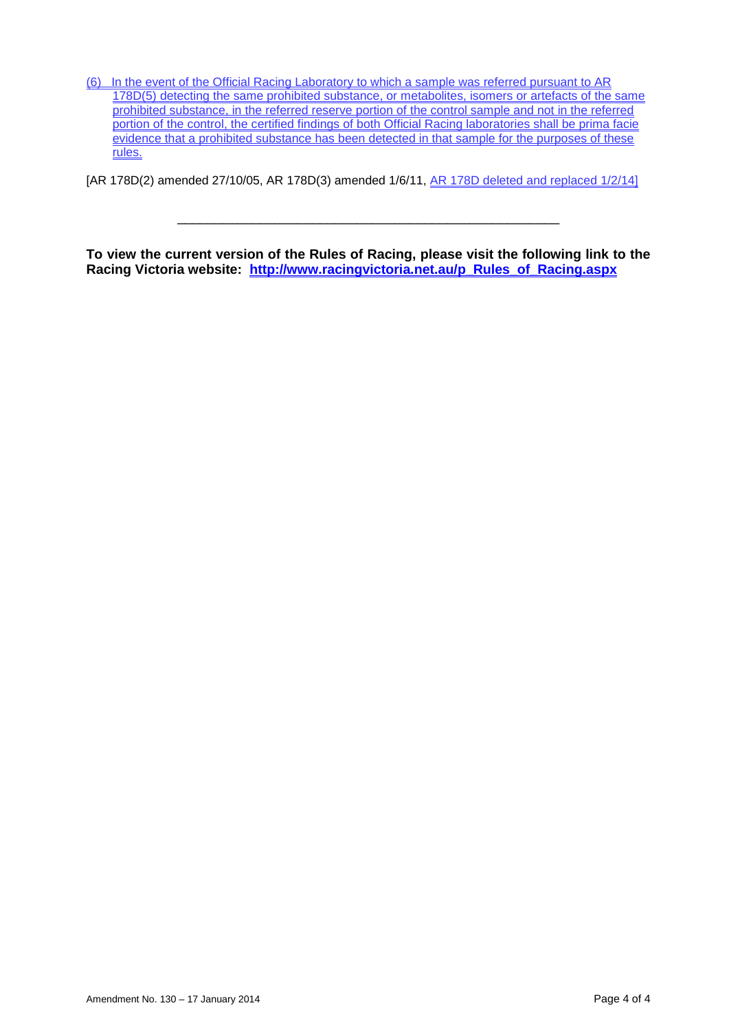(6) In the event of the Official Racing Laboratory to which a sample was referred pursuant to AR 178D(5) detecting the same prohibited substance, or metabolites, isomers or artefacts of the same prohibited substance, in the referred reserve portion of the control sample and not in the referred portion of the control, the certified findings of both Official Racing laboratories shall be prima facie evidence that a prohibited substance has been detected in that sample for the purposes of these rules.

[AR 178D(2) amended 27/10/05, AR 178D(3) amended 1/6/11, AR 178D deleted and replaced 1/2/14]

---

**To view the current version of the Rules of Racing, please visit the following link to the Racing Victoria website: http://www.racingvictoria.net.au/p_Rules_of_Racing.aspx**

Amendment No. 130 – 17 January 2014